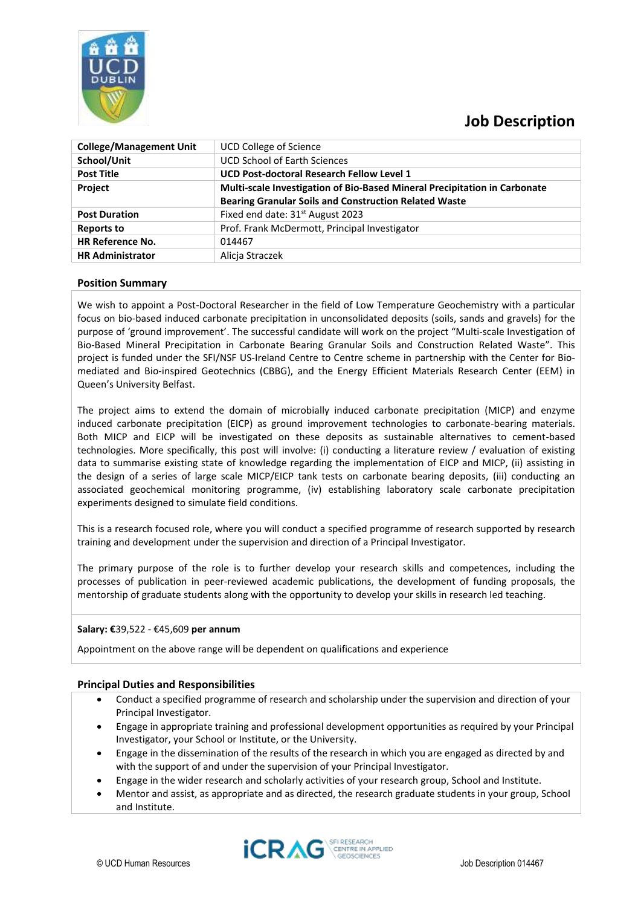# Job Description

| College/Management Unit | UCD College of Science |
|---|---|
| School/Unit | UCD School of Earth Sciences |
| Post Title | **UCD Post-doctoral Research Fellow Level 1** |
| Project | **Multi-scale Investigation of Bio-Based Mineral Precipitation in Carbonate Bearing Granular Soils and Construction Related Waste** |
| Post Duration | Fixed end date: 31st August 2023 |
| Reports to | Prof. Frank McDermott, Principal Investigator |
| HR Reference No. | 014467 |
| HR Administrator | Alicja Straczek |

## Position Summary

We wish to appoint a Post-Doctoral Researcher in the field of Low Temperature Geochemistry with a particular focus on bio-based induced carbonate precipitation in unconsolidated deposits (soils, sands and gravels) for the purpose of 'ground improvement'. The successful candidate will work on the project "Multi-scale Investigation of Bio-Based Mineral Precipitation in Carbonate Bearing Granular Soils and Construction Related Waste". This project is funded under the SFI/NSF US-Ireland Centre to Centre scheme in partnership with the Center for Bio-mediated and Bio-inspired Geotechnics (CBBG), and the Energy Efficient Materials Research Center (EEM) in Queen's University Belfast.

The project aims to extend the domain of microbially induced carbonate precipitation (MICP) and enzyme induced carbonate precipitation (EICP) as ground improvement technologies to carbonate-bearing materials. Both MICP and EICP will be investigated on these deposits as sustainable alternatives to cement-based technologies. More specifically, this post will involve: (i) conducting a literature review / evaluation of existing data to summarise existing state of knowledge regarding the implementation of EICP and MICP, (ii) assisting in the design of a series of large scale MICP/EICP tank tests on carbonate bearing deposits, (iii) conducting an associated geochemical monitoring programme, (iv) establishing laboratory scale carbonate precipitation experiments designed to simulate field conditions.

This is a research focused role, where you will conduct a specified programme of research supported by research training and development under the supervision and direction of a Principal Investigator.

The primary purpose of the role is to further develop your research skills and competences, including the processes of publication in peer-reviewed academic publications, the development of funding proposals, the mentorship of graduate students along with the opportunity to develop your skills in research led teaching.

**Salary: €**39,522 - €45,609 **per annum**

Appointment on the above range will be dependent on qualifications and experience

## Principal Duties and Responsibilities

- Conduct a specified programme of research and scholarship under the supervision and direction of your Principal Investigator.
- Engage in appropriate training and professional development opportunities as required by your Principal Investigator, your School or Institute, or the University.
- Engage in the dissemination of the results of the research in which you are engaged as directed by and with the support of and under the supervision of your Principal Investigator.
- Engage in the wider research and scholarly activities of your research group, School and Institute.
- Mentor and assist, as appropriate and as directed, the research graduate students in your group, School and Institute.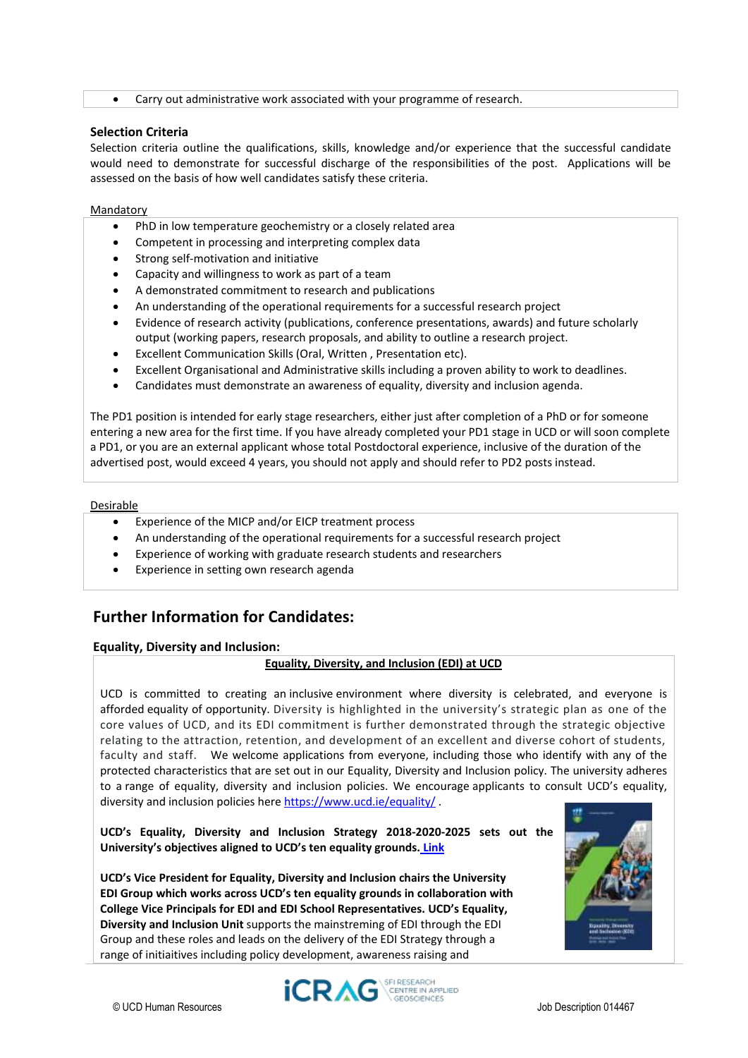- Carry out administrative work associated with your programme of research.

### Selection Criteria

Selection criteria outline the qualifications, skills, knowledge and/or experience that the successful candidate would need to demonstrate for successful discharge of the responsibilities of the post. Applications will be assessed on the basis of how well candidates satisfy these criteria.

Mandatory

- PhD in low temperature geochemistry or a closely related area
- Competent in processing and interpreting complex data
- Strong self-motivation and initiative
- Capacity and willingness to work as part of a team
- A demonstrated commitment to research and publications
- An understanding of the operational requirements for a successful research project
- Evidence of research activity (publications, conference presentations, awards) and future scholarly output (working papers, research proposals, and ability to outline a research project.
- Excellent Communication Skills (Oral, Written , Presentation etc).
- Excellent Organisational and Administrative skills including a proven ability to work to deadlines.
- Candidates must demonstrate an awareness of equality, diversity and inclusion agenda.

The PD1 position is intended for early stage researchers, either just after completion of a PhD or for someone entering a new area for the first time. If you have already completed your PD1 stage in UCD or will soon complete a PD1, or you are an external applicant whose total Postdoctoral experience, inclusive of the duration of the advertised post, would exceed 4 years, you should not apply and should refer to PD2 posts instead.

Desirable

- Experience of the MICP and/or EICP treatment process
- An understanding of the operational requirements for a successful research project
- Experience of working with graduate research students and researchers
- Experience in setting own research agenda

## Further Information for Candidates:

### Equality, Diversity and Inclusion:

**Equality, Diversity, and Inclusion (EDI) at UCD**

UCD is committed to creating an inclusive environment where diversity is celebrated, and everyone is afforded equality of opportunity. Diversity is highlighted in the university's strategic plan as one of the core values of UCD, and its EDI commitment is further demonstrated through the strategic objective relating to the attraction, retention, and development of an excellent and diverse cohort of students, faculty and staff. We welcome applications from everyone, including those who identify with any of the protected characteristics that are set out in our Equality, Diversity and Inclusion policy. The university adheres to a range of equality, diversity and inclusion policies. We encourage applicants to consult UCD's equality, diversity and inclusion policies here [https://www.ucd.ie/equality/](https://www.ucd.ie/equality/) .

**UCD's Equality, Diversity and Inclusion Strategy 2018-2020-2025 sets out the University's objectives aligned to UCD's ten equality grounds. Link**

**UCD's Vice President for Equality, Diversity and Inclusion chairs the University EDI Group which works across UCD's ten equality grounds in collaboration with College Vice Principals for EDI and EDI School Representatives. UCD's Equality, Diversity and Inclusion Unit** supports the mainstreming of EDI through the EDI Group and these roles and leads on the delivery of the EDI Strategy through a range of initiaitives including policy development, awareness raising and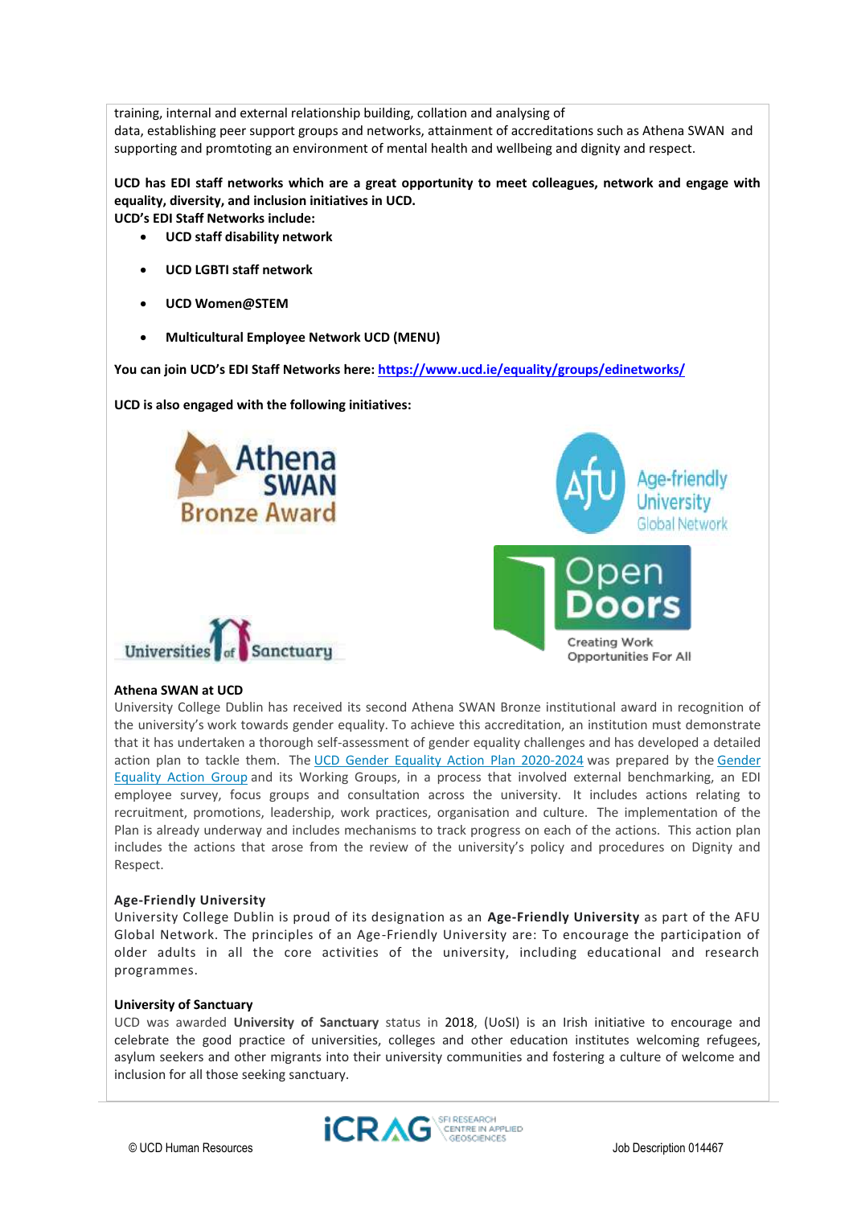training, internal and external relationship building, collation and analysing of data, establishing peer support groups and networks, attainment of accreditations such as Athena SWAN and supporting and promtoting an environment of mental health and wellbeing and dignity and respect.

**UCD has EDI staff networks which are a great opportunity to meet colleagues, network and engage with equality, diversity, and inclusion initiatives in UCD.**
**UCD's EDI Staff Networks include:**

- **UCD staff disability network**
- **UCD LGBTI staff network**
- **UCD Women@STEM**
- **Multicultural Employee Network UCD (MENU)**

**You can join UCD's EDI Staff Networks here: https://www.ucd.ie/equality/groups/edinetworks/**

**UCD is also engaged with the following initiatives:**

**Athena SWAN at UCD**
University College Dublin has received its second Athena SWAN Bronze institutional award in recognition of the university's work towards gender equality. To achieve this accreditation, an institution must demonstrate that it has undertaken a thorough self-assessment of gender equality challenges and has developed a detailed action plan to tackle them. The UCD Gender Equality Action Plan 2020-2024 was prepared by the Gender Equality Action Group and its Working Groups, in a process that involved external benchmarking, an EDI employee survey, focus groups and consultation across the university. It includes actions relating to recruitment, promotions, leadership, work practices, organisation and culture. The implementation of the Plan is already underway and includes mechanisms to track progress on each of the actions. This action plan includes the actions that arose from the review of the university's policy and procedures on Dignity and Respect.

**Age-Friendly University**
University College Dublin is proud of its designation as an **Age-Friendly University** as part of the AFU Global Network. The principles of an Age-Friendly University are: To encourage the participation of older adults in all the core activities of the university, including educational and research programmes.

**University of Sanctuary**
UCD was awarded **University of Sanctuary** status in 2018, (UoSI) is an Irish initiative to encourage and celebrate the good practice of universities, colleges and other education institutes welcoming refugees, asylum seekers and other migrants into their university communities and fostering a culture of welcome and inclusion for all those seeking sanctuary.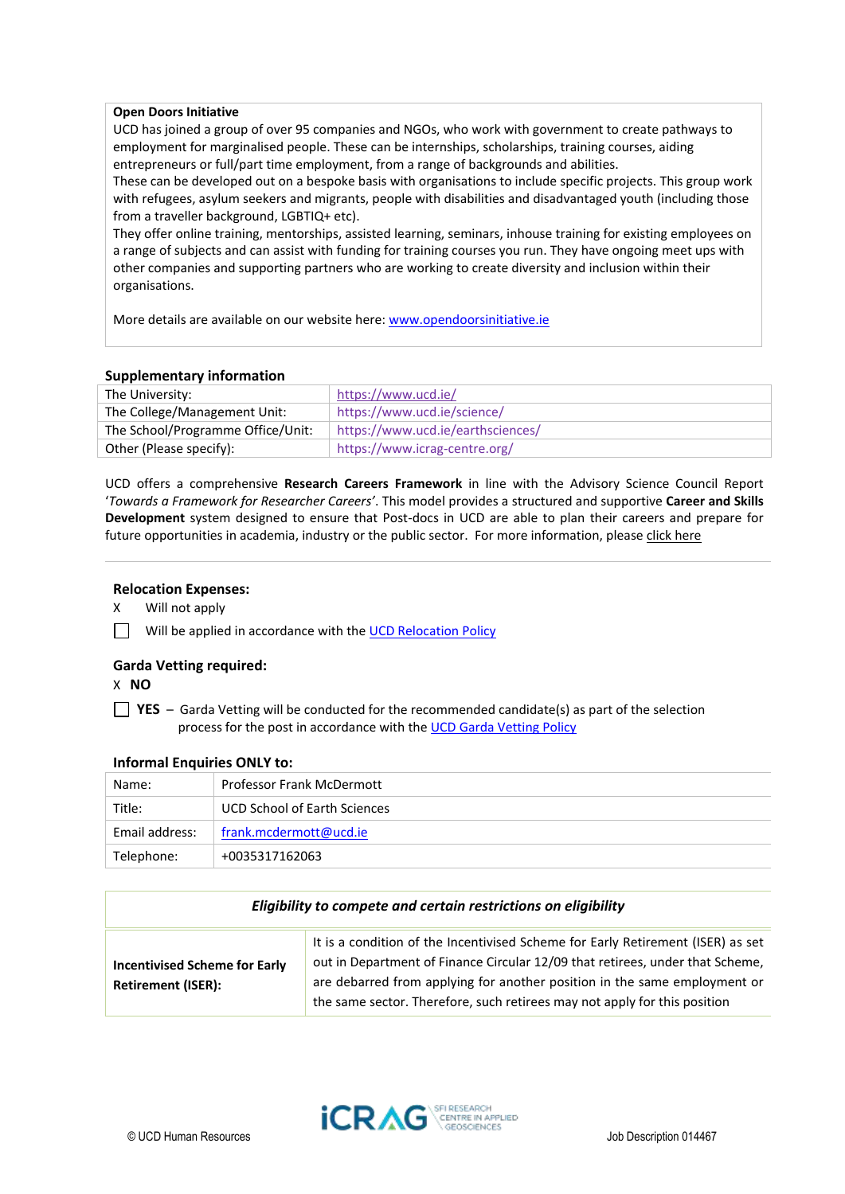**Open Doors Initiative**

UCD has joined a group of over 95 companies and NGOs, who work with government to create pathways to employment for marginalised people. These can be internships, scholarships, training courses, aiding entrepreneurs or full/part time employment, from a range of backgrounds and abilities.

These can be developed out on a bespoke basis with organisations to include specific projects. This group work with refugees, asylum seekers and migrants, people with disabilities and disadvantaged youth (including those from a traveller background, LGBTIQ+ etc).

They offer online training, mentorships, assisted learning, seminars, inhouse training for existing employees on a range of subjects and can assist with funding for training courses you run. They have ongoing meet ups with other companies and supporting partners who are working to create diversity and inclusion within their organisations.

More details are available on our website here: www.opendoorsinitiative.ie

### Supplementary information

| | |
|---|---|
| The University: | https://www.ucd.ie/ |
| The College/Management Unit: | https://www.ucd.ie/science/ |
| The School/Programme Office/Unit: | https://www.ucd.ie/earthsciences/ |
| Other (Please specify): | https://www.icrag-centre.org/ |

UCD offers a comprehensive **Research Careers Framework** in line with the Advisory Science Council Report '*Towards a Framework for Researcher Careers*'. This model provides a structured and supportive **Career and Skills Development** system designed to ensure that Post-docs in UCD are able to plan their careers and prepare for future opportunities in academia, industry or the public sector. For more information, please click here

### Relocation Expenses:

X Will not apply

☐ Will be applied in accordance with the UCD Relocation Policy

### Garda Vetting required:

X **NO**

☐ **YES** – Garda Vetting will be conducted for the recommended candidate(s) as part of the selection process for the post in accordance with the UCD Garda Vetting Policy

### Informal Enquiries ONLY to:

| | |
|---|---|
| Name: | Professor Frank McDermott |
| Title: | UCD School of Earth Sciences |
| Email address: | frank.mcdermott@ucd.ie |
| Telephone: | +0035317162063 |

| ***Eligibility to compete and certain restrictions on eligibility*** | |
|---|---|
| **Incentivised Scheme for Early Retirement (ISER):** | It is a condition of the Incentivised Scheme for Early Retirement (ISER) as set out in Department of Finance Circular 12/09 that retirees, under that Scheme, are debarred from applying for another position in the same employment or the same sector. Therefore, such retirees may not apply for this position |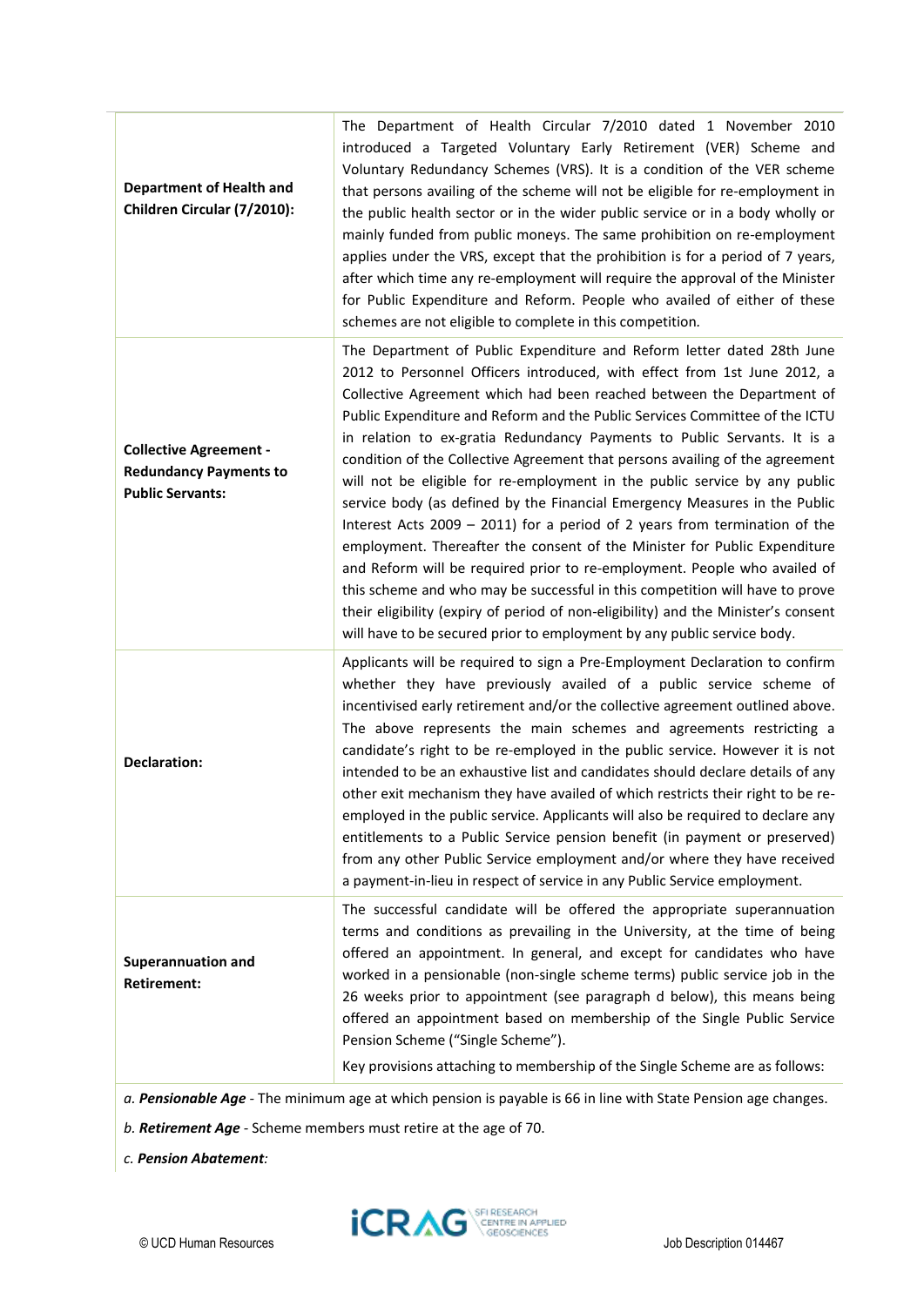| | |
|---|---|
| **Department of Health and Children Circular (7/2010):** | The Department of Health Circular 7/2010 dated 1 November 2010 introduced a Targeted Voluntary Early Retirement (VER) Scheme and Voluntary Redundancy Schemes (VRS). It is a condition of the VER scheme that persons availing of the scheme will not be eligible for re-employment in the public health sector or in the wider public service or in a body wholly or mainly funded from public moneys. The same prohibition on re-employment applies under the VRS, except that the prohibition is for a period of 7 years, after which time any re-employment will require the approval of the Minister for Public Expenditure and Reform. People who availed of either of these schemes are not eligible to complete in this competition. |
| **Collective Agreement - Redundancy Payments to Public Servants:** | The Department of Public Expenditure and Reform letter dated 28th June 2012 to Personnel Officers introduced, with effect from 1st June 2012, a Collective Agreement which had been reached between the Department of Public Expenditure and Reform and the Public Services Committee of the ICTU in relation to ex-gratia Redundancy Payments to Public Servants. It is a condition of the Collective Agreement that persons availing of the agreement will not be eligible for re-employment in the public service by any public service body (as defined by the Financial Emergency Measures in the Public Interest Acts 2009 – 2011) for a period of 2 years from termination of the employment. Thereafter the consent of the Minister for Public Expenditure and Reform will be required prior to re-employment. People who availed of this scheme and who may be successful in this competition will have to prove their eligibility (expiry of period of non-eligibility) and the Minister's consent will have to be secured prior to employment by any public service body. |
| **Declaration:** | Applicants will be required to sign a Pre-Employment Declaration to confirm whether they have previously availed of a public service scheme of incentivised early retirement and/or the collective agreement outlined above. The above represents the main schemes and agreements restricting a candidate's right to be re-employed in the public service. However it is not intended to be an exhaustive list and candidates should declare details of any other exit mechanism they have availed of which restricts their right to be re-employed in the public service. Applicants will also be required to declare any entitlements to a Public Service pension benefit (in payment or preserved) from any other Public Service employment and/or where they have received a payment-in-lieu in respect of service in any Public Service employment. |
| **Superannuation and Retirement:** | The successful candidate will be offered the appropriate superannuation terms and conditions as prevailing in the University, at the time of being offered an appointment. In general, and except for candidates who have worked in a pensionable (non-single scheme terms) public service job in the 26 weeks prior to appointment (see paragraph d below), this means being offered an appointment based on membership of the Single Public Service Pension Scheme ("Single Scheme").<br><br>Key provisions attaching to membership of the Single Scheme are as follows: |

*a. **Pensionable Age*** - The minimum age at which pension is payable is 66 in line with State Pension age changes.

*b. **Retirement Age*** - Scheme members must retire at the age of 70.

*c. **Pension Abatement:***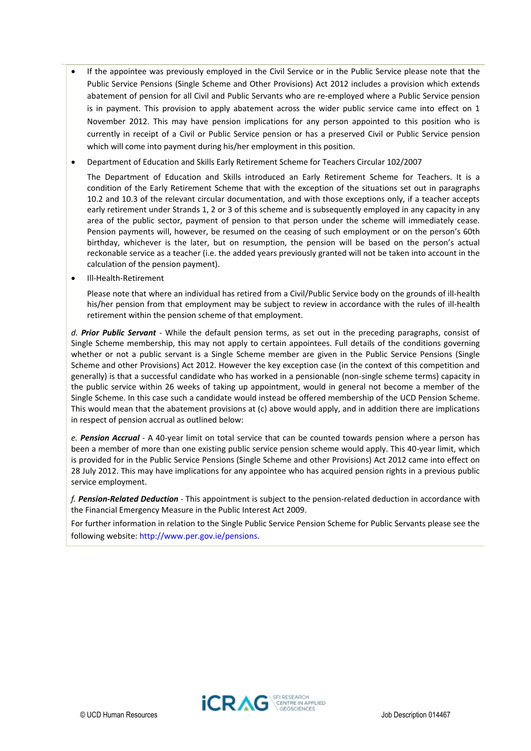- If the appointee was previously employed in the Civil Service or in the Public Service please note that the Public Service Pensions (Single Scheme and Other Provisions) Act 2012 includes a provision which extends abatement of pension for all Civil and Public Servants who are re-employed where a Public Service pension is in payment. This provision to apply abatement across the wider public service came into effect on 1 November 2012. This may have pension implications for any person appointed to this position who is currently in receipt of a Civil or Public Service pension or has a preserved Civil or Public Service pension which will come into payment during his/her employment in this position.
- Department of Education and Skills Early Retirement Scheme for Teachers Circular 102/2007

  The Department of Education and Skills introduced an Early Retirement Scheme for Teachers. It is a condition of the Early Retirement Scheme that with the exception of the situations set out in paragraphs 10.2 and 10.3 of the relevant circular documentation, and with those exceptions only, if a teacher accepts early retirement under Strands 1, 2 or 3 of this scheme and is subsequently employed in any capacity in any area of the public sector, payment of pension to that person under the scheme will immediately cease. Pension payments will, however, be resumed on the ceasing of such employment or on the person's 60th birthday, whichever is the later, but on resumption, the pension will be based on the person's actual reckonable service as a teacher (i.e. the added years previously granted will not be taken into account in the calculation of the pension payment).
- Ill-Health-Retirement

  Please note that where an individual has retired from a Civil/Public Service body on the grounds of ill-health his/her pension from that employment may be subject to review in accordance with the rules of ill-health retirement within the pension scheme of that employment.

*d.* ***Prior Public Servant*** - While the default pension terms, as set out in the preceding paragraphs, consist of Single Scheme membership, this may not apply to certain appointees. Full details of the conditions governing whether or not a public servant is a Single Scheme member are given in the Public Service Pensions (Single Scheme and other Provisions) Act 2012. However the key exception case (in the context of this competition and generally) is that a successful candidate who has worked in a pensionable (non-single scheme terms) capacity in the public service within 26 weeks of taking up appointment, would in general not become a member of the Single Scheme. In this case such a candidate would instead be offered membership of the UCD Pension Scheme. This would mean that the abatement provisions at (c) above would apply, and in addition there are implications in respect of pension accrual as outlined below:

*e.* ***Pension Accrual*** - A 40-year limit on total service that can be counted towards pension where a person has been a member of more than one existing public service pension scheme would apply. This 40-year limit, which is provided for in the Public Service Pensions (Single Scheme and other Provisions) Act 2012 came into effect on 28 July 2012. This may have implications for any appointee who has acquired pension rights in a previous public service employment.

*f.* ***Pension-Related Deduction*** - This appointment is subject to the pension-related deduction in accordance with the Financial Emergency Measure in the Public Interest Act 2009.

For further information in relation to the Single Public Service Pension Scheme for Public Servants please see the following website: http://www.per.gov.ie/pensions.